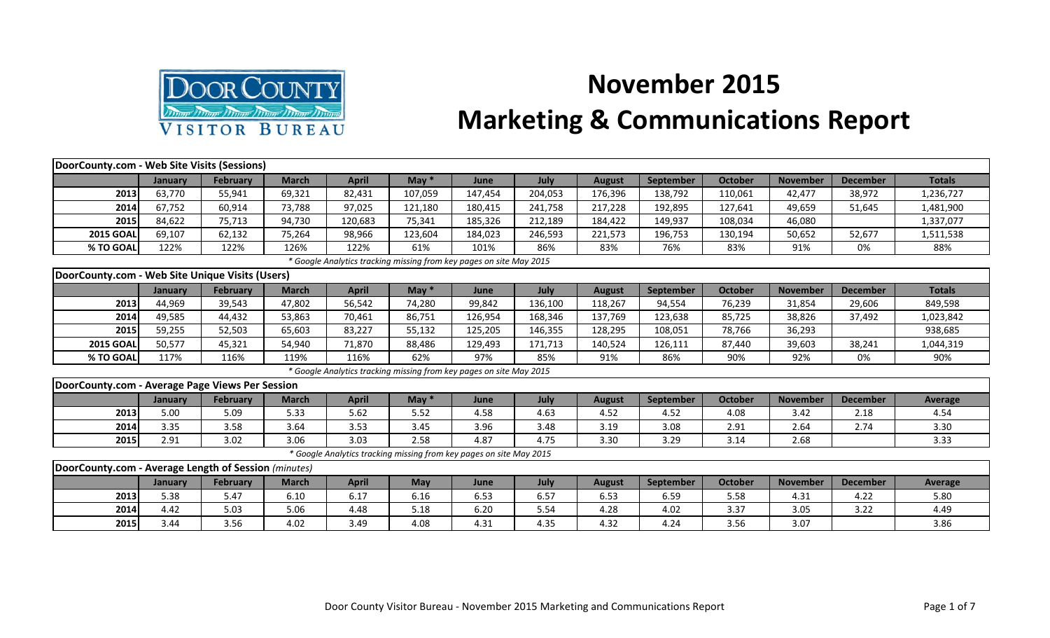# November 2015 Marketing & Communications Report

Door County Visitor Bureau

## DoorCounty.com - Web Site Visits (Sessions)

| | January | February | March | April | May * | June | July | August | September | October | November | December | Totals |
|---|---|---|---|---|---|---|---|---|---|---|---|---|---|
| **2013** | 63,770 | 55,941 | 69,321 | 82,431 | 107,059 | 147,454 | 204,053 | 176,396 | 138,792 | 110,061 | 42,477 | 38,972 | 1,236,727 |
| **2014** | 67,752 | 60,914 | 73,788 | 97,025 | 121,180 | 180,415 | 241,758 | 217,228 | 192,895 | 127,641 | 49,659 | 51,645 | 1,481,900 |
| **2015** | 84,622 | 75,713 | 94,730 | 120,683 | 75,341 | 185,326 | 212,189 | 184,422 | 149,937 | 108,034 | 46,080 | | 1,337,077 |
| **2015 GOAL** | 69,107 | 62,132 | 75,264 | 98,966 | 123,604 | 184,023 | 246,593 | 221,573 | 196,753 | 130,194 | 50,652 | 52,677 | 1,511,538 |
| **% TO GOAL** | 122% | 122% | 126% | 122% | 61% | 101% | 86% | 83% | 76% | 83% | 91% | 0% | 88% |

*\* Google Analytics tracking missing from key pages on site May 2015*

## DoorCounty.com - Web Site Unique Visits (Users)

| | January | February | March | April | May * | June | July | August | September | October | November | December | Totals |
|---|---|---|---|---|---|---|---|---|---|---|---|---|---|
| **2013** | 44,969 | 39,543 | 47,802 | 56,542 | 74,280 | 99,842 | 136,100 | 118,267 | 94,554 | 76,239 | 31,854 | 29,606 | 849,598 |
| **2014** | 49,585 | 44,432 | 53,863 | 70,461 | 86,751 | 126,954 | 168,346 | 137,769 | 123,638 | 85,725 | 38,826 | 37,492 | 1,023,842 |
| **2015** | 59,255 | 52,503 | 65,603 | 83,227 | 55,132 | 125,205 | 146,355 | 128,295 | 108,051 | 78,766 | 36,293 | | 938,685 |
| **2015 GOAL** | 50,577 | 45,321 | 54,940 | 71,870 | 88,486 | 129,493 | 171,713 | 140,524 | 126,111 | 87,440 | 39,603 | 38,241 | 1,044,319 |
| **% TO GOAL** | 117% | 116% | 119% | 116% | 62% | 97% | 85% | 91% | 86% | 90% | 92% | 0% | 90% |

*\* Google Analytics tracking missing from key pages on site May 2015*

## DoorCounty.com - Average Page Views Per Session

| | January | February | March | April | May * | June | July | August | September | October | November | December | Average |
|---|---|---|---|---|---|---|---|---|---|---|---|---|---|
| **2013** | 5.00 | 5.09 | 5.33 | 5.62 | 5.52 | 4.58 | 4.63 | 4.52 | 4.52 | 4.08 | 3.42 | 2.18 | 4.54 |
| **2014** | 3.35 | 3.58 | 3.64 | 3.53 | 3.45 | 3.96 | 3.48 | 3.19 | 3.08 | 2.91 | 2.64 | 2.74 | 3.30 |
| **2015** | 2.91 | 3.02 | 3.06 | 3.03 | 2.58 | 4.87 | 4.75 | 3.30 | 3.29 | 3.14 | 2.68 | | 3.33 |

*\* Google Analytics tracking missing from key pages on site May 2015*

## DoorCounty.com - Average Length of Session *(minutes)*

| | January | February | March | April | May | June | July | August | September | October | November | December | Average |
|---|---|---|---|---|---|---|---|---|---|---|---|---|---|
| **2013** | 5.38 | 5.47 | 6.10 | 6.17 | 6.16 | 6.53 | 6.57 | 6.53 | 6.59 | 5.58 | 4.31 | 4.22 | 5.80 |
| **2014** | 4.42 | 5.03 | 5.06 | 4.48 | 5.18 | 6.20 | 5.54 | 4.28 | 4.02 | 3.37 | 3.05 | 3.22 | 4.49 |
| **2015** | 3.44 | 3.56 | 4.02 | 3.49 | 4.08 | 4.31 | 4.35 | 4.32 | 4.24 | 3.56 | 3.07 | | 3.86 |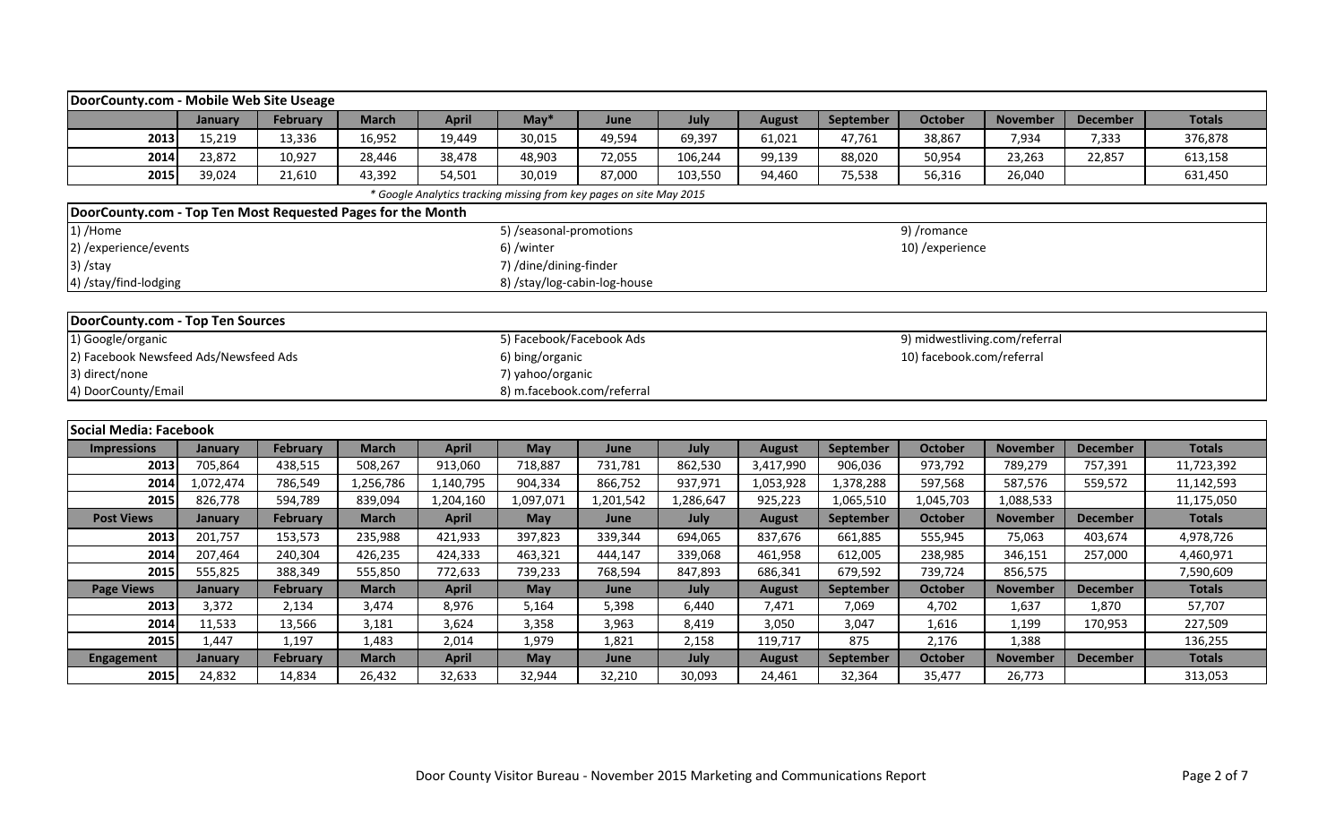## DoorCounty.com - Mobile Web Site Useage

| | January | February | March | April | May* | June | July | August | September | October | November | December | Totals |
|---|---|---|---|---|---|---|---|---|---|---|---|---|---|
| 2013 | 15,219 | 13,336 | 16,952 | 19,449 | 30,015 | 49,594 | 69,397 | 61,021 | 47,761 | 38,867 | 7,934 | 7,333 | 376,878 |
| 2014 | 23,872 | 10,927 | 28,446 | 38,478 | 48,903 | 72,055 | 106,244 | 99,139 | 88,020 | 50,954 | 23,263 | 22,857 | 613,158 |
| 2015 | 39,024 | 21,610 | 43,392 | 54,501 | 30,019 | 87,000 | 103,550 | 94,460 | 75,538 | 56,316 | 26,040 | | 631,450 |

*\* Google Analytics tracking missing from key pages on site May 2015*

## DoorCounty.com - Top Ten Most Requested Pages for the Month

1) /Home
2) /experience/events
3) /stay
4) /stay/find-lodging
5) /seasonal-promotions
6) /winter
7) /dine/dining-finder
8) /stay/log-cabin-log-house
9) /romance
10) /experience

## DoorCounty.com - Top Ten Sources

1) Google/organic
2) Facebook Newsfeed Ads/Newsfeed Ads
3) direct/none
4) DoorCounty/Email
5) Facebook/Facebook Ads
6) bing/organic
7) yahoo/organic
8) m.facebook.com/referral
9) midwestliving.com/referral
10) facebook.com/referral

## Social Media: Facebook

| Impressions | January | February | March | April | May | June | July | August | September | October | November | December | Totals |
|---|---|---|---|---|---|---|---|---|---|---|---|---|---|
| 2013 | 705,864 | 438,515 | 508,267 | 913,060 | 718,887 | 731,781 | 862,530 | 3,417,990 | 906,036 | 973,792 | 789,279 | 757,391 | 11,723,392 |
| 2014 | 1,072,474 | 786,549 | 1,256,786 | 1,140,795 | 904,334 | 866,752 | 937,971 | 1,053,928 | 1,378,288 | 597,568 | 587,576 | 559,572 | 11,142,593 |
| 2015 | 826,778 | 594,789 | 839,094 | 1,204,160 | 1,097,071 | 1,201,542 | 1,286,647 | 925,223 | 1,065,510 | 1,045,703 | 1,088,533 | | 11,175,050 |
| **Post Views** | **January** | **February** | **March** | **April** | **May** | **June** | **July** | **August** | **September** | **October** | **November** | **December** | **Totals** |
| 2013 | 201,757 | 153,573 | 235,988 | 421,933 | 397,823 | 339,344 | 694,065 | 837,676 | 661,885 | 555,945 | 75,063 | 403,674 | 4,978,726 |
| 2014 | 207,464 | 240,304 | 426,235 | 424,333 | 463,321 | 444,147 | 339,068 | 461,958 | 612,005 | 238,985 | 346,151 | 257,000 | 4,460,971 |
| 2015 | 555,825 | 388,349 | 555,850 | 772,633 | 739,233 | 768,594 | 847,893 | 686,341 | 679,592 | 739,724 | 856,575 | | 7,590,609 |
| **Page Views** | **January** | **February** | **March** | **April** | **May** | **June** | **July** | **August** | **September** | **October** | **November** | **December** | **Totals** |
| 2013 | 3,372 | 2,134 | 3,474 | 8,976 | 5,164 | 5,398 | 6,440 | 7,471 | 7,069 | 4,702 | 1,637 | 1,870 | 57,707 |
| 2014 | 11,533 | 13,566 | 3,181 | 3,624 | 3,358 | 3,963 | 8,419 | 3,050 | 3,047 | 1,616 | 1,199 | 170,953 | 227,509 |
| 2015 | 1,447 | 1,197 | 1,483 | 2,014 | 1,979 | 1,821 | 2,158 | 119,717 | 875 | 2,176 | 1,388 | | 136,255 |
| **Engagement** | **January** | **February** | **March** | **April** | **May** | **June** | **July** | **August** | **September** | **October** | **November** | **December** | **Totals** |
| 2015 | 24,832 | 14,834 | 26,432 | 32,633 | 32,944 | 32,210 | 30,093 | 24,461 | 32,364 | 35,477 | 26,773 | | 313,053 |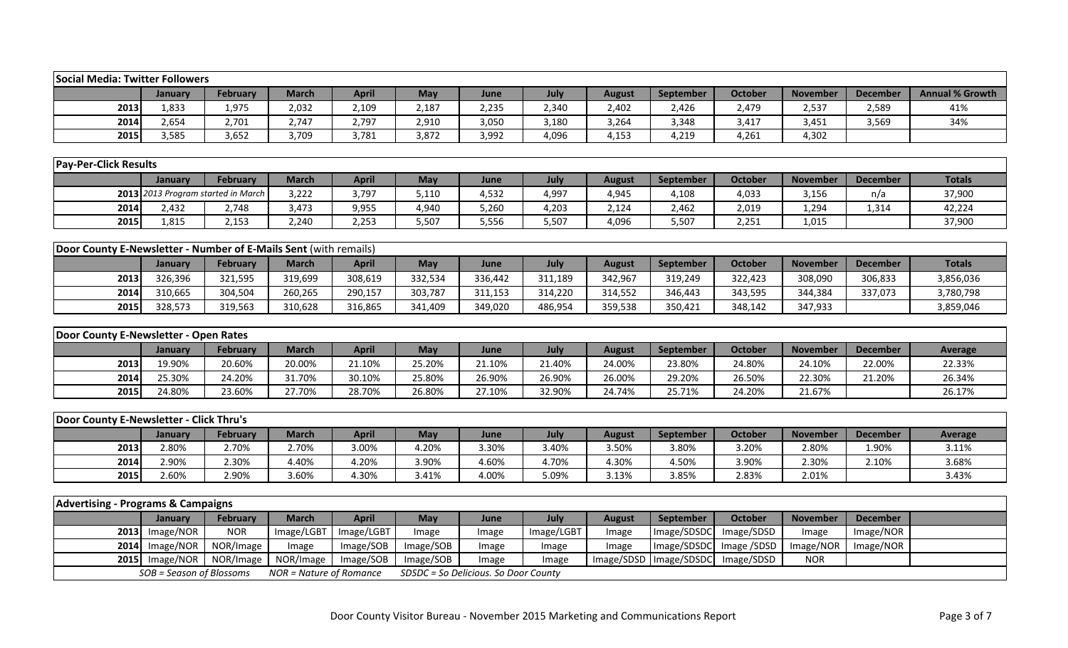**Social Media: Twitter Followers**

| | January | February | March | April | May | June | July | August | September | October | November | December | Annual % Growth |
|---|---|---|---|---|---|---|---|---|---|---|---|---|---|
| 2013 | 1,833 | 1,975 | 2,032 | 2,109 | 2,187 | 2,235 | 2,340 | 2,402 | 2,426 | 2,479 | 2,537 | 2,589 | 41% |
| 2014 | 2,654 | 2,701 | 2,747 | 2,797 | 2,910 | 3,050 | 3,180 | 3,264 | 3,348 | 3,417 | 3,451 | 3,569 | 34% |
| 2015 | 3,585 | 3,652 | 3,709 | 3,781 | 3,872 | 3,992 | 4,096 | 4,153 | 4,219 | 4,261 | 4,302 | | |

**Pay-Per-Click Results**

| | January | February | March | April | May | June | July | August | September | October | November | December | Totals |
|---|---|---|---|---|---|---|---|---|---|---|---|---|---|
| 2013 | *2013 Program started in March* | | 3,222 | 3,797 | 5,110 | 4,532 | 4,997 | 4,945 | 4,108 | 4,033 | 3,156 | n/a | 37,900 |
| 2014 | 2,432 | 2,748 | 3,473 | 9,955 | 4,940 | 5,260 | 4,203 | 2,124 | 2,462 | 2,019 | 1,294 | 1,314 | 42,224 |
| 2015 | 1,815 | 2,153 | 2,240 | 2,253 | 5,507 | 5,556 | 5,507 | 4,096 | 5,507 | 2,251 | 1,015 | | 37,900 |

**Door County E-Newsletter - Number of E-Mails Sent** (with remails)

| | January | February | March | April | May | June | July | August | September | October | November | December | Totals |
|---|---|---|---|---|---|---|---|---|---|---|---|---|---|
| 2013 | 326,396 | 321,595 | 319,699 | 308,619 | 332,534 | 336,442 | 311,189 | 342,967 | 319,249 | 322,423 | 308,090 | 306,833 | 3,856,036 |
| 2014 | 310,665 | 304,504 | 260,265 | 290,157 | 303,787 | 311,153 | 314,220 | 314,552 | 346,443 | 343,595 | 344,384 | 337,073 | 3,780,798 |
| 2015 | 328,573 | 319,563 | 310,628 | 316,865 | 341,409 | 349,020 | 486,954 | 359,538 | 350,421 | 348,142 | 347,933 | | 3,859,046 |

**Door County E-Newsletter - Open Rates**

| | January | February | March | April | May | June | July | August | September | October | November | December | Average |
|---|---|---|---|---|---|---|---|---|---|---|---|---|---|
| 2013 | 19.90% | 20.60% | 20.00% | 21.10% | 25.20% | 21.10% | 21.40% | 24.00% | 23.80% | 24.80% | 24.10% | 22.00% | 22.33% |
| 2014 | 25.30% | 24.20% | 31.70% | 30.10% | 25.80% | 26.90% | 26.90% | 26.00% | 29.20% | 26.50% | 22.30% | 21.20% | 26.34% |
| 2015 | 24.80% | 23.60% | 27.70% | 28.70% | 26.80% | 27.10% | 32.90% | 24.74% | 25.71% | 24.20% | 21.67% | | 26.17% |

**Door County E-Newsletter - Click Thru's**

| | January | February | March | April | May | June | July | August | September | October | November | December | Average |
|---|---|---|---|---|---|---|---|---|---|---|---|---|---|
| 2013 | 2.80% | 2.70% | 2.70% | 3.00% | 4.20% | 3.30% | 3.40% | 3.50% | 3.80% | 3.20% | 2.80% | 1.90% | 3.11% |
| 2014 | 2.90% | 2.30% | 4.40% | 4.20% | 3.90% | 4.60% | 4.70% | 4.30% | 4.50% | 3.90% | 2.30% | 2.10% | 3.68% |
| 2015 | 2.60% | 2.90% | 3.60% | 4.30% | 3.41% | 4.00% | 5.09% | 3.13% | 3.85% | 2.83% | 2.01% | | 3.43% |

**Advertising - Programs & Campaigns**

| | January | February | March | April | May | June | July | August | September | October | November | December | |
|---|---|---|---|---|---|---|---|---|---|---|---|---|---|
| 2013 | Image/NOR | NOR | Image/LGBT | Image/LGBT | Image | Image | Image/LGBT | Image | Image/SDSDC | Image/SDSD | Image | Image/NOR | |
| 2014 | Image/NOR | NOR/Image | Image | Image/SOB | Image/SOB | Image | Image | Image | Image/SDSDC | Image /SDSD | Image/NOR | Image/NOR | |
| 2015 | Image/NOR | NOR/Image | NOR/Image | Image/SOB | Image/SOB | Image | Image | Image/SDSD | Image/SDSDC | Image/SDSD | NOR | | |

*SOB = Season of Blossoms* &nbsp; *NOR = Nature of Romance* &nbsp; *SDSDC = So Delicious. So Door County*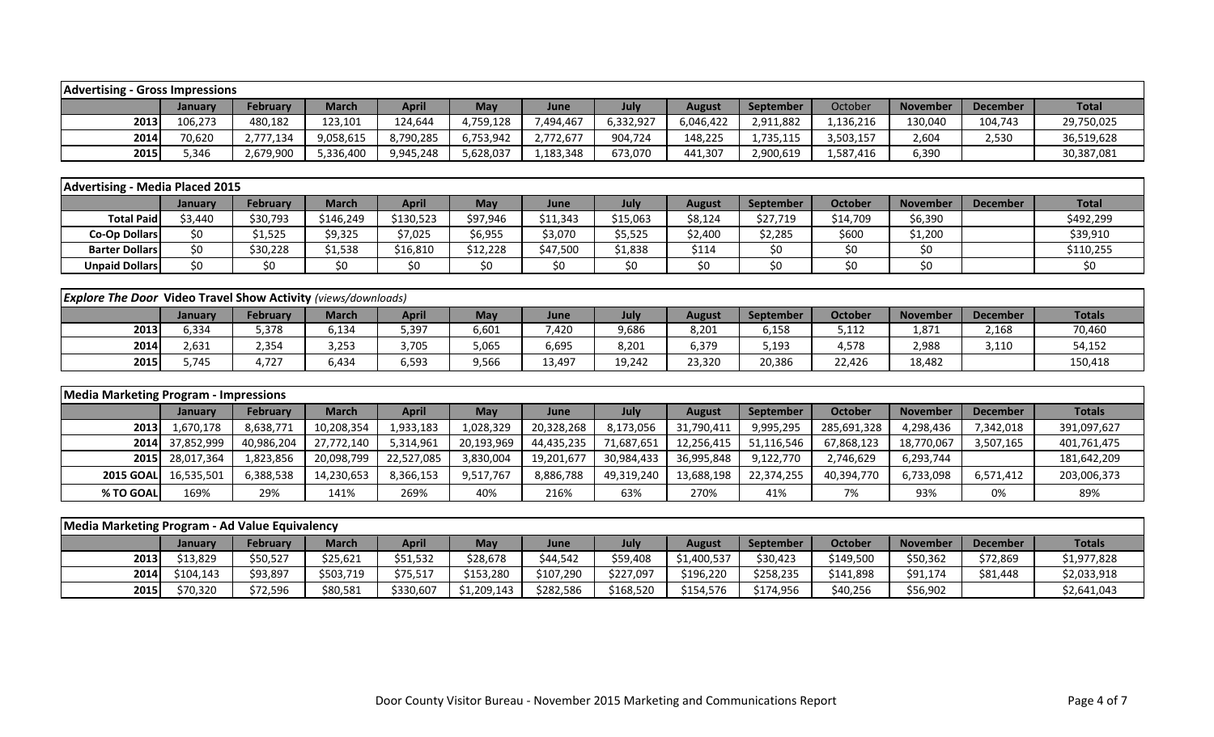| Advertising - Gross Impressions | | | | | | | | | | | | | |
|---|---|---|---|---|---|---|---|---|---|---|---|---|---|
| | January | February | March | April | May | June | July | August | September | October | November | December | Total |
| 2013 | 106,273 | 480,182 | 123,101 | 124,644 | 4,759,128 | 7,494,467 | 6,332,927 | 6,046,422 | 2,911,882 | 1,136,216 | 130,040 | 104,743 | 29,750,025 |
| 2014 | 70,620 | 2,777,134 | 9,058,615 | 8,790,285 | 6,753,942 | 2,772,677 | 904,724 | 148,225 | 1,735,115 | 3,503,157 | 2,604 | 2,530 | 36,519,628 |
| 2015 | 5,346 | 2,679,900 | 5,336,400 | 9,945,248 | 5,628,037 | 1,183,348 | 673,070 | 441,307 | 2,900,619 | 1,587,416 | 6,390 | | 30,387,081 |

| Advertising - Media Placed 2015 | | | | | | | | | | | | | |
|---|---|---|---|---|---|---|---|---|---|---|---|---|---|
| | January | February | March | April | May | June | July | August | September | October | November | December | Total |
| Total Paid | $3,440 | $30,793 | $146,249 | $130,523 | $97,946 | $11,343 | $15,063 | $8,124 | $27,719 | $14,709 | $6,390 | | $492,299 |
| Co-Op Dollars | $0 | $1,525 | $9,325 | $7,025 | $6,955 | $3,070 | $5,525 | $2,400 | $2,285 | $600 | $1,200 | | $39,910 |
| Barter Dollars | $0 | $30,228 | $1,538 | $16,810 | $12,228 | $47,500 | $1,838 | $114 | $0 | $0 | $0 | | $110,255 |
| Unpaid Dollars | $0 | $0 | $0 | $0 | $0 | $0 | $0 | $0 | $0 | $0 | $0 | | $0 |

| *Explore The Door* Video Travel Show Activity *(views/downloads)* | | | | | | | | | | | | | |
|---|---|---|---|---|---|---|---|---|---|---|---|---|---|
| | January | February | March | April | May | June | July | August | September | October | November | December | Totals |
| 2013 | 6,334 | 5,378 | 6,134 | 5,397 | 6,601 | 7,420 | 9,686 | 8,201 | 6,158 | 5,112 | 1,871 | 2,168 | 70,460 |
| 2014 | 2,631 | 2,354 | 3,253 | 3,705 | 5,065 | 6,695 | 8,201 | 6,379 | 5,193 | 4,578 | 2,988 | 3,110 | 54,152 |
| 2015 | 5,745 | 4,727 | 6,434 | 6,593 | 9,566 | 13,497 | 19,242 | 23,320 | 20,386 | 22,426 | 18,482 | | 150,418 |

| Media Marketing Program - Impressions | | | | | | | | | | | | | |
|---|---|---|---|---|---|---|---|---|---|---|---|---|---|
| | January | February | March | April | May | June | July | August | September | October | November | December | Totals |
| 2013 | 1,670,178 | 8,638,771 | 10,208,354 | 1,933,183 | 1,028,329 | 20,328,268 | 8,173,056 | 31,790,411 | 9,995,295 | 285,691,328 | 4,298,436 | 7,342,018 | 391,097,627 |
| 2014 | 37,852,999 | 40,986,204 | 27,772,140 | 5,314,961 | 20,193,969 | 44,435,235 | 71,687,651 | 12,256,415 | 51,116,546 | 67,868,123 | 18,770,067 | 3,507,165 | 401,761,475 |
| 2015 | 28,017,364 | 1,823,856 | 20,098,799 | 22,527,085 | 3,830,004 | 19,201,677 | 30,984,433 | 36,995,848 | 9,122,770 | 2,746,629 | 6,293,744 | | 181,642,209 |
| 2015 GOAL | 16,535,501 | 6,388,538 | 14,230,653 | 8,366,153 | 9,517,767 | 8,886,788 | 49,319,240 | 13,688,198 | 22,374,255 | 40,394,770 | 6,733,098 | 6,571,412 | 203,006,373 |
| % TO GOAL | 169% | 29% | 141% | 269% | 40% | 216% | 63% | 270% | 41% | 7% | 93% | 0% | 89% |

| Media Marketing Program - Ad Value Equivalency | | | | | | | | | | | | | |
|---|---|---|---|---|---|---|---|---|---|---|---|---|---|
| | January | February | March | April | May | June | July | August | September | October | November | December | Totals |
| 2013 | $13,829 | $50,527 | $25,621 | $51,532 | $28,678 | $44,542 | $59,408 | $1,400,537 | $30,423 | $149,500 | $50,362 | $72,869 | $1,977,828 |
| 2014 | $104,143 | $93,897 | $503,719 | $75,517 | $153,280 | $107,290 | $227,097 | $196,220 | $258,235 | $141,898 | $91,174 | $81,448 | $2,033,918 |
| 2015 | $70,320 | $72,596 | $80,581 | $330,607 | $1,209,143 | $282,586 | $168,520 | $154,576 | $174,956 | $40,256 | $56,902 | | $2,641,043 |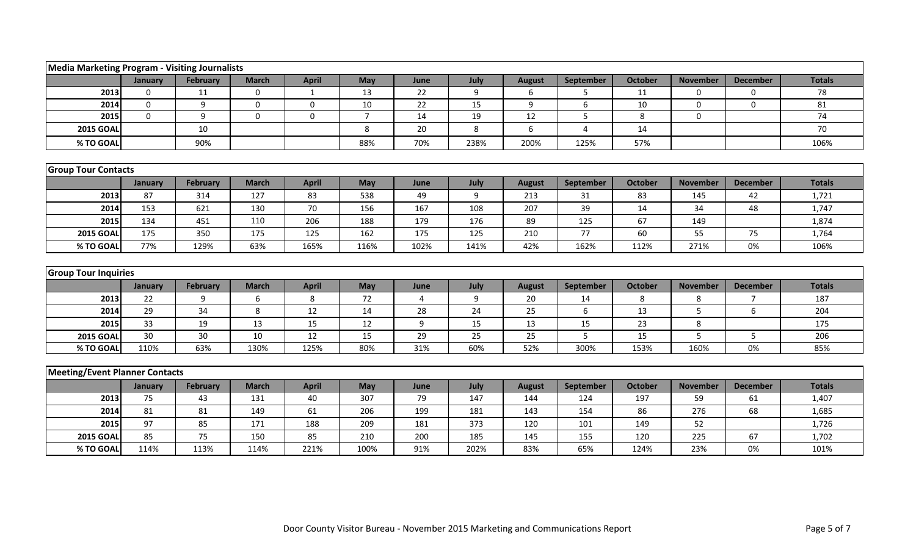## Media Marketing Program - Visiting Journalists

| | January | February | March | April | May | June | July | August | September | October | November | December | Totals |
|---|---|---|---|---|---|---|---|---|---|---|---|---|---|
| 2013 | 0 | 11 | 0 | 1 | 13 | 22 | 9 | 6 | 5 | 11 | 0 | 0 | 78 |
| 2014 | 0 | 9 | 0 | 0 | 10 | 22 | 15 | 9 | 6 | 10 | 0 | 0 | 81 |
| 2015 | 0 | 9 | 0 | 0 | 7 | 14 | 19 | 12 | 5 | 8 | 0 | | 74 |
| 2015 GOAL | | 10 | | | 8 | 20 | 8 | 6 | 4 | 14 | | | 70 |
| % TO GOAL | | 90% | | | 88% | 70% | 238% | 200% | 125% | 57% | | | 106% |

## Group Tour Contacts

| | January | February | March | April | May | June | July | August | September | October | November | December | Totals |
|---|---|---|---|---|---|---|---|---|---|---|---|---|---|
| 2013 | 87 | 314 | 127 | 83 | 538 | 49 | 9 | 213 | 31 | 83 | 145 | 42 | 1,721 |
| 2014 | 153 | 621 | 130 | 70 | 156 | 167 | 108 | 207 | 39 | 14 | 34 | 48 | 1,747 |
| 2015 | 134 | 451 | 110 | 206 | 188 | 179 | 176 | 89 | 125 | 67 | 149 | | 1,874 |
| 2015 GOAL | 175 | 350 | 175 | 125 | 162 | 175 | 125 | 210 | 77 | 60 | 55 | 75 | 1,764 |
| % TO GOAL | 77% | 129% | 63% | 165% | 116% | 102% | 141% | 42% | 162% | 112% | 271% | 0% | 106% |

## Group Tour Inquiries

| | January | February | March | April | May | June | July | August | September | October | November | December | Totals |
|---|---|---|---|---|---|---|---|---|---|---|---|---|---|
| 2013 | 22 | 9 | 6 | 8 | 72 | 4 | 9 | 20 | 14 | 8 | 8 | 7 | 187 |
| 2014 | 29 | 34 | 8 | 12 | 14 | 28 | 24 | 25 | 6 | 13 | 5 | 6 | 204 |
| 2015 | 33 | 19 | 13 | 15 | 12 | 9 | 15 | 13 | 15 | 23 | 8 | | 175 |
| 2015 GOAL | 30 | 30 | 10 | 12 | 15 | 29 | 25 | 25 | 5 | 15 | 5 | 5 | 206 |
| % TO GOAL | 110% | 63% | 130% | 125% | 80% | 31% | 60% | 52% | 300% | 153% | 160% | 0% | 85% |

## Meeting/Event Planner Contacts

| | January | February | March | April | May | June | July | August | September | October | November | December | Totals |
|---|---|---|---|---|---|---|---|---|---|---|---|---|---|
| 2013 | 75 | 43 | 131 | 40 | 307 | 79 | 147 | 144 | 124 | 197 | 59 | 61 | 1,407 |
| 2014 | 81 | 81 | 149 | 61 | 206 | 199 | 181 | 143 | 154 | 86 | 276 | 68 | 1,685 |
| 2015 | 97 | 85 | 171 | 188 | 209 | 181 | 373 | 120 | 101 | 149 | 52 | | 1,726 |
| 2015 GOAL | 85 | 75 | 150 | 85 | 210 | 200 | 185 | 145 | 155 | 120 | 225 | 67 | 1,702 |
| % TO GOAL | 114% | 113% | 114% | 221% | 100% | 91% | 202% | 83% | 65% | 124% | 23% | 0% | 101% |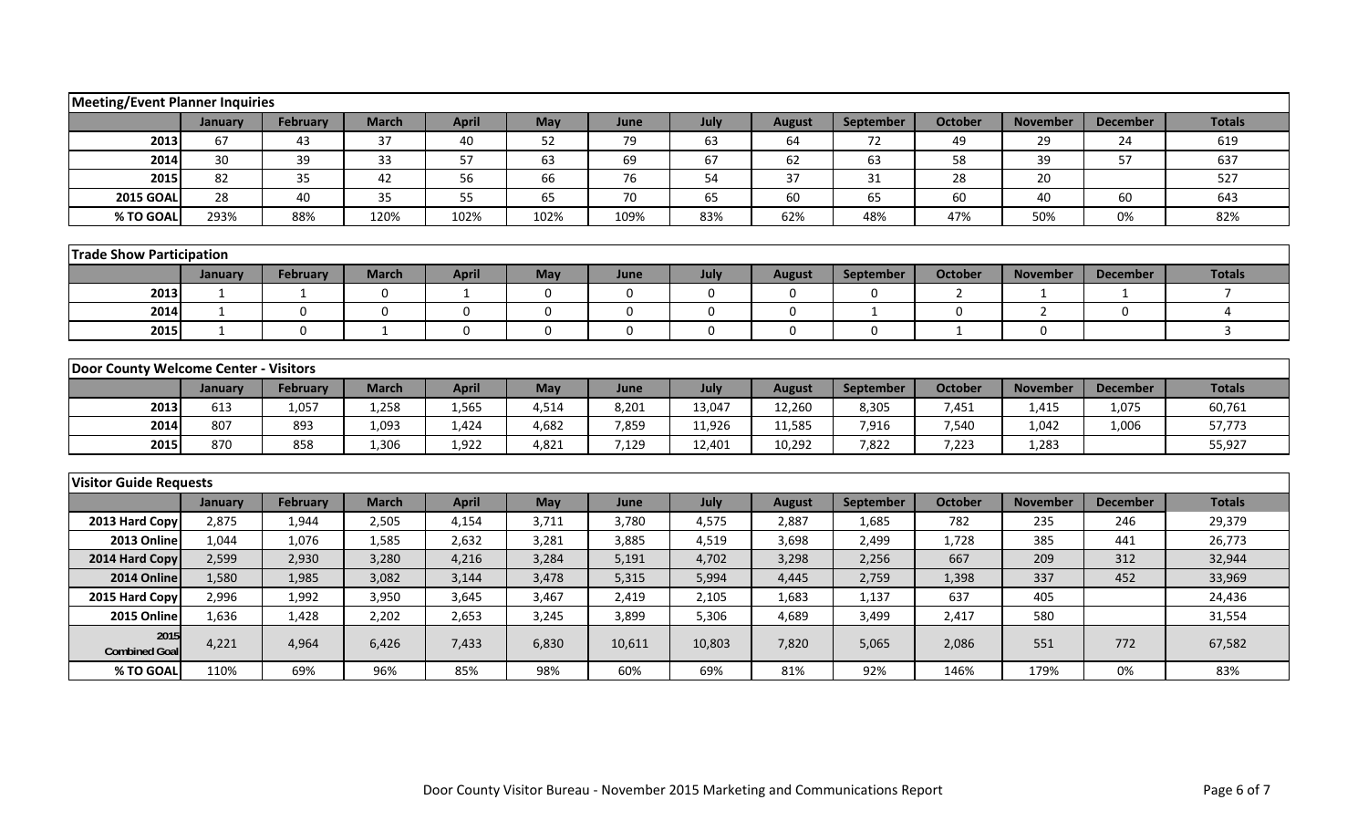## Meeting/Event Planner Inquiries

| | January | February | March | April | May | June | July | August | September | October | November | December | Totals |
|---|---|---|---|---|---|---|---|---|---|---|---|---|---|
| 2013 | 67 | 43 | 37 | 40 | 52 | 79 | 63 | 64 | 72 | 49 | 29 | 24 | 619 |
| 2014 | 30 | 39 | 33 | 57 | 63 | 69 | 67 | 62 | 63 | 58 | 39 | 57 | 637 |
| 2015 | 82 | 35 | 42 | 56 | 66 | 76 | 54 | 37 | 31 | 28 | 20 | | 527 |
| 2015 GOAL | 28 | 40 | 35 | 55 | 65 | 70 | 65 | 60 | 65 | 60 | 40 | 60 | 643 |
| % TO GOAL | 293% | 88% | 120% | 102% | 102% | 109% | 83% | 62% | 48% | 47% | 50% | 0% | 82% |

## Trade Show Participation

| | January | February | March | April | May | June | July | August | September | October | November | December | Totals |
|---|---|---|---|---|---|---|---|---|---|---|---|---|---|
| 2013 | 1 | 1 | 0 | 1 | 0 | 0 | 0 | 0 | 0 | 2 | 1 | 1 | 7 |
| 2014 | 1 | 0 | 0 | 0 | 0 | 0 | 0 | 0 | 1 | 0 | 2 | 0 | 4 |
| 2015 | 1 | 0 | 1 | 0 | 0 | 0 | 0 | 0 | 0 | 1 | 0 | | 3 |

## Door County Welcome Center - Visitors

| | January | February | March | April | May | June | July | August | September | October | November | December | Totals |
|---|---|---|---|---|---|---|---|---|---|---|---|---|---|
| 2013 | 613 | 1,057 | 1,258 | 1,565 | 4,514 | 8,201 | 13,047 | 12,260 | 8,305 | 7,451 | 1,415 | 1,075 | 60,761 |
| 2014 | 807 | 893 | 1,093 | 1,424 | 4,682 | 7,859 | 11,926 | 11,585 | 7,916 | 7,540 | 1,042 | 1,006 | 57,773 |
| 2015 | 870 | 858 | 1,306 | 1,922 | 4,821 | 7,129 | 12,401 | 10,292 | 7,822 | 7,223 | 1,283 | | 55,927 |

## Visitor Guide Requests

| | January | February | March | April | May | June | July | August | September | October | November | December | Totals |
|---|---|---|---|---|---|---|---|---|---|---|---|---|---|
| 2013 Hard Copy | 2,875 | 1,944 | 2,505 | 4,154 | 3,711 | 3,780 | 4,575 | 2,887 | 1,685 | 782 | 235 | 246 | 29,379 |
| 2013 Online | 1,044 | 1,076 | 1,585 | 2,632 | 3,281 | 3,885 | 4,519 | 3,698 | 2,499 | 1,728 | 385 | 441 | 26,773 |
| 2014 Hard Copy | 2,599 | 2,930 | 3,280 | 4,216 | 3,284 | 5,191 | 4,702 | 3,298 | 2,256 | 667 | 209 | 312 | 32,944 |
| 2014 Online | 1,580 | 1,985 | 3,082 | 3,144 | 3,478 | 5,315 | 5,994 | 4,445 | 2,759 | 1,398 | 337 | 452 | 33,969 |
| 2015 Hard Copy | 2,996 | 1,992 | 3,950 | 3,645 | 3,467 | 2,419 | 2,105 | 1,683 | 1,137 | 637 | 405 | | 24,436 |
| 2015 Online | 1,636 | 1,428 | 2,202 | 2,653 | 3,245 | 3,899 | 5,306 | 4,689 | 3,499 | 2,417 | 580 | | 31,554 |
| 2015 Combined Goal | 4,221 | 4,964 | 6,426 | 7,433 | 6,830 | 10,611 | 10,803 | 7,820 | 5,065 | 2,086 | 551 | 772 | 67,582 |
| % TO GOAL | 110% | 69% | 96% | 85% | 98% | 60% | 69% | 81% | 92% | 146% | 179% | 0% | 83% |

Door County Visitor Bureau - November 2015 Marketing and Communications Report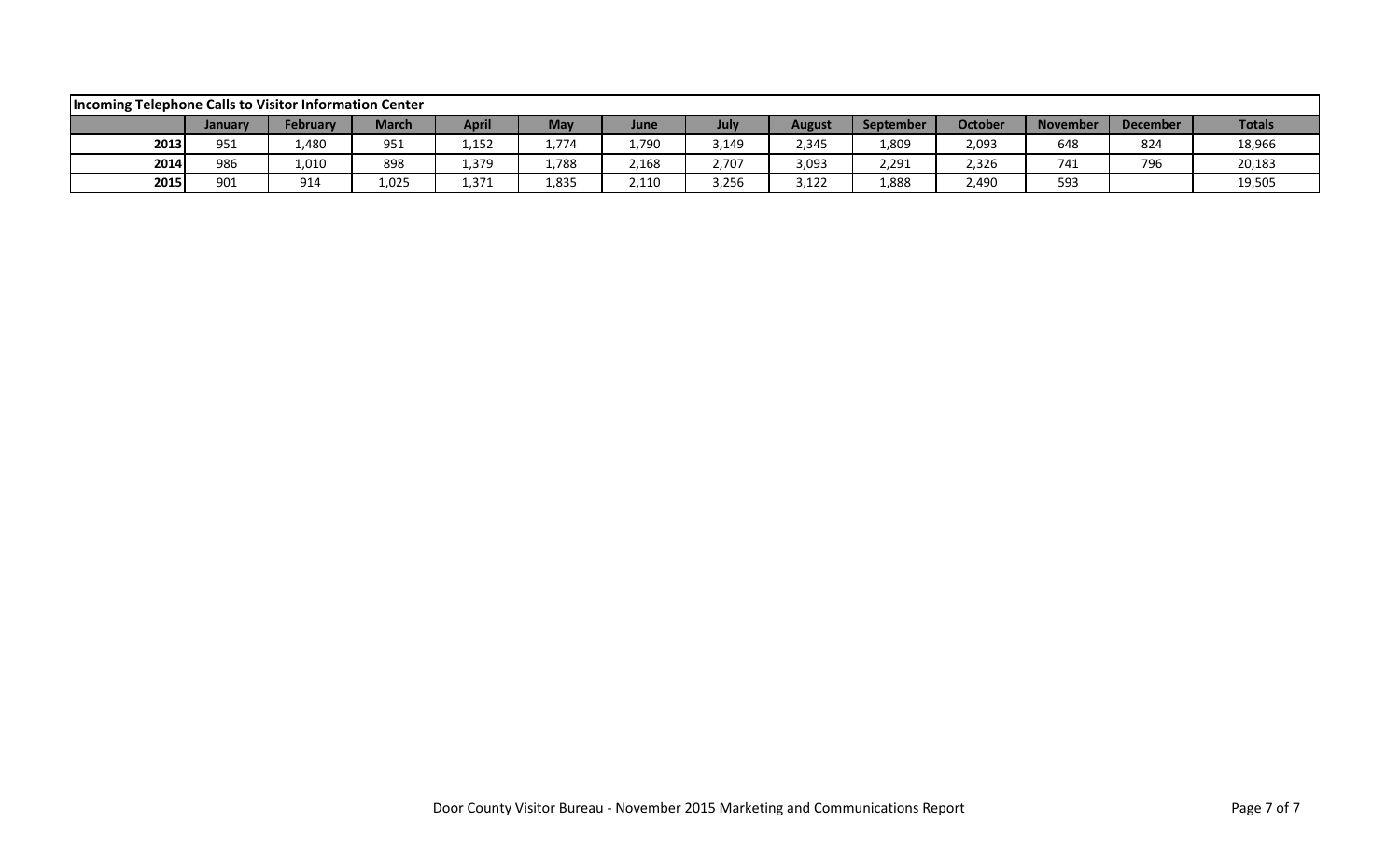**Incoming Telephone Calls to Visitor Information Center**

| | January | February | March | April | May | June | July | August | September | October | November | December | Totals |
|---|---|---|---|---|---|---|---|---|---|---|---|---|---|
| **2013** | 951 | 1,480 | 951 | 1,152 | 1,774 | 1,790 | 3,149 | 2,345 | 1,809 | 2,093 | 648 | 824 | 18,966 |
| **2014** | 986 | 1,010 | 898 | 1,379 | 1,788 | 2,168 | 2,707 | 3,093 | 2,291 | 2,326 | 741 | 796 | 20,183 |
| **2015** | 901 | 914 | 1,025 | 1,371 | 1,835 | 2,110 | 3,256 | 3,122 | 1,888 | 2,490 | 593 | | 19,505 |

Door County Visitor Bureau - November 2015 Marketing and Communications Report